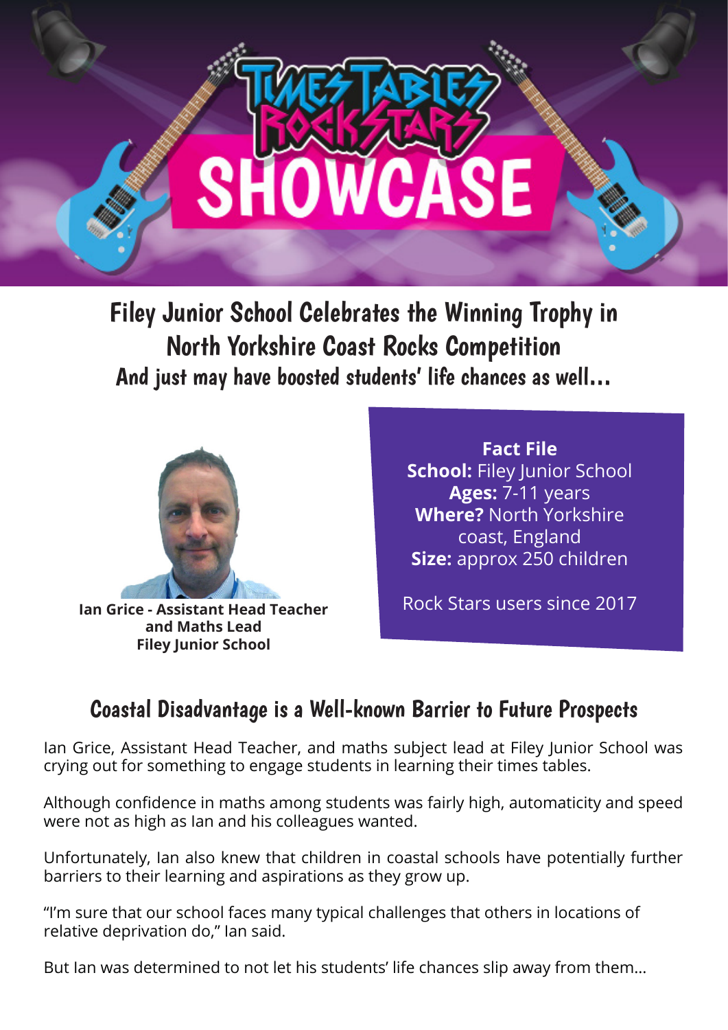# Times Tables Rock Stars Showcase

## Filey Junior School Celebrates the Winning Trophy in North Yorkshire Coast Rocks Competition

### And just may have boosted students' life chances as well...

**Ian Grice - Assistant Head Teacher and Maths Lead Filey Junior School**

**Fact File**
**School:** Filey Junior School
**Ages:** 7-11 years
**Where?** North Yorkshire coast, England
**Size:** approx 250 children

Rock Stars users since 2017

## Coastal Disadvantage is a Well-known Barrier to Future Prospects

Ian Grice, Assistant Head Teacher, and maths subject lead at Filey Junior School was crying out for something to engage students in learning their times tables.

Although confidence in maths among students was fairly high, automaticity and speed were not as high as Ian and his colleagues wanted.

Unfortunately, Ian also knew that children in coastal schools have potentially further barriers to their learning and aspirations as they grow up.

"I'm sure that our school faces many typical challenges that others in locations of relative deprivation do," Ian said.

But Ian was determined to not let his students' life chances slip away from them...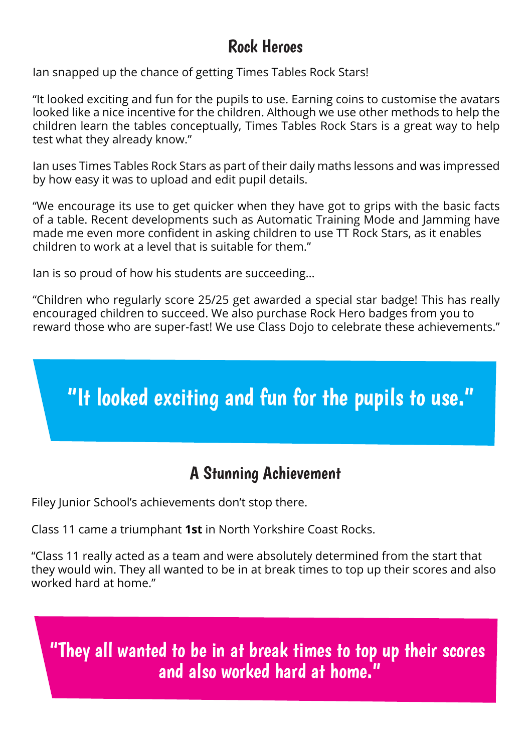## Rock Heroes

Ian snapped up the chance of getting Times Tables Rock Stars!

"It looked exciting and fun for the pupils to use. Earning coins to customise the avatars looked like a nice incentive for the children. Although we use other methods to help the children learn the tables conceptually, Times Tables Rock Stars is a great way to help test what they already know."

Ian uses Times Tables Rock Stars as part of their daily maths lessons and was impressed by how easy it was to upload and edit pupil details.

"We encourage its use to get quicker when they have got to grips with the basic facts of a table. Recent developments such as Automatic Training Mode and Jamming have made me even more confident in asking children to use TT Rock Stars, as it enables children to work at a level that is suitable for them."

Ian is so proud of how his students are succeeding...

"Children who regularly score 25/25 get awarded a special star badge! This has really encouraged children to succeed. We also purchase Rock Hero badges from you to reward those who are super-fast! We use Class Dojo to celebrate these achievements."

> "It looked exciting and fun for the pupils to use."

## A Stunning Achievement

Filey Junior School's achievements don't stop there.

Class 11 came a triumphant **1st** in North Yorkshire Coast Rocks.

"Class 11 really acted as a team and were absolutely determined from the start that they would win. They all wanted to be in at break times to top up their scores and also worked hard at home."

> "They all wanted to be in at break times to top up their scores and also worked hard at home."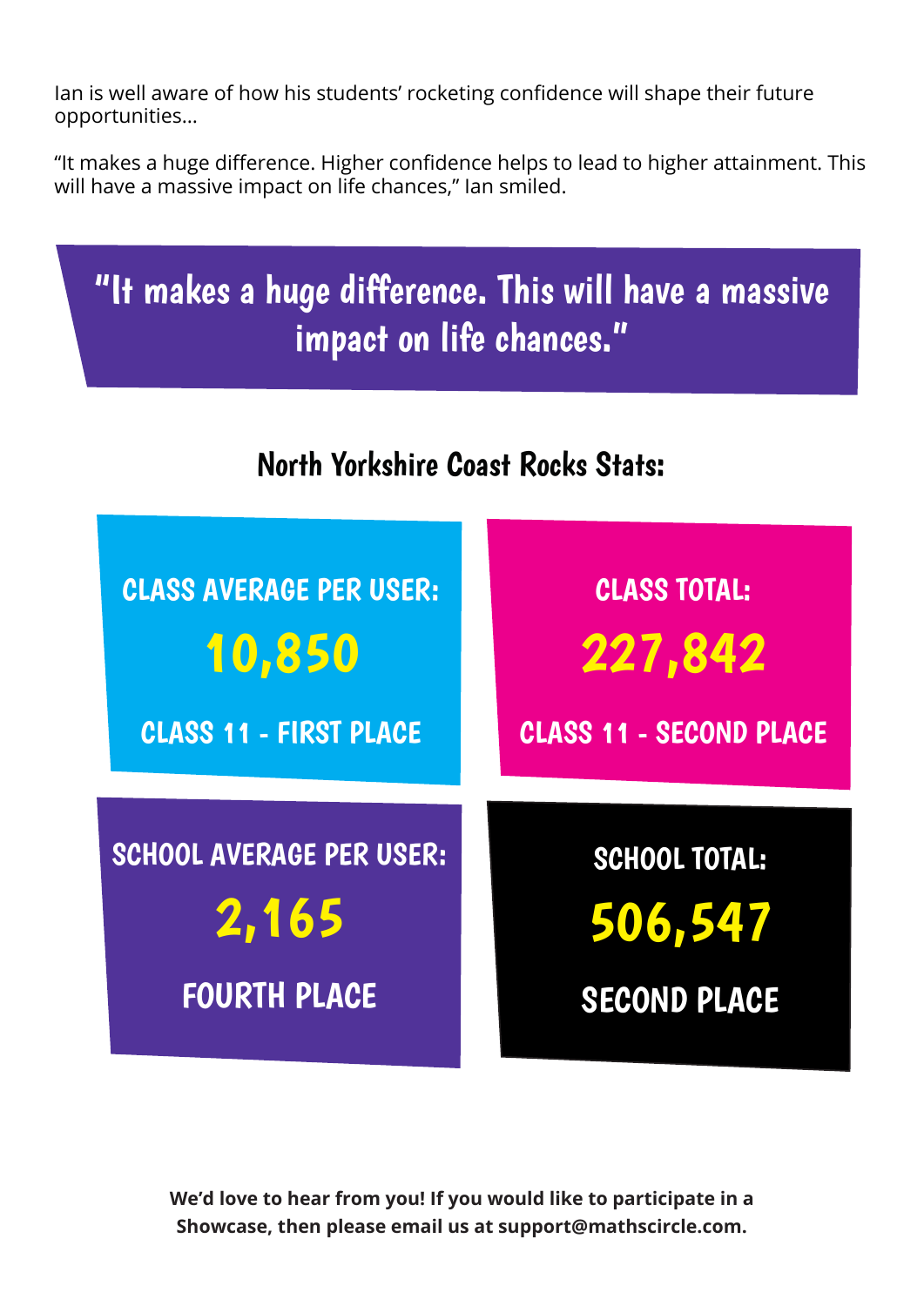Ian is well aware of how his students' rocketing confidence will shape their future opportunities...

"It makes a huge difference. Higher confidence helps to lead to higher attainment. This will have a massive impact on life chances," Ian smiled.

> "It makes a huge difference. This will have a massive impact on life chances."

## North Yorkshire Coast Rocks Stats:

**CLASS AVERAGE PER USER:**
**10,850**
**CLASS 11 - FIRST PLACE**

**CLASS TOTAL:**
**227,842**
**CLASS 11 - SECOND PLACE**

**SCHOOL AVERAGE PER USER:**
**2,165**
**FOURTH PLACE**

**SCHOOL TOTAL:**
**506,547**
**SECOND PLACE**

**We'd love to hear from you! If you would like to participate in a Showcase, then please email us at support@mathscircle.com.**